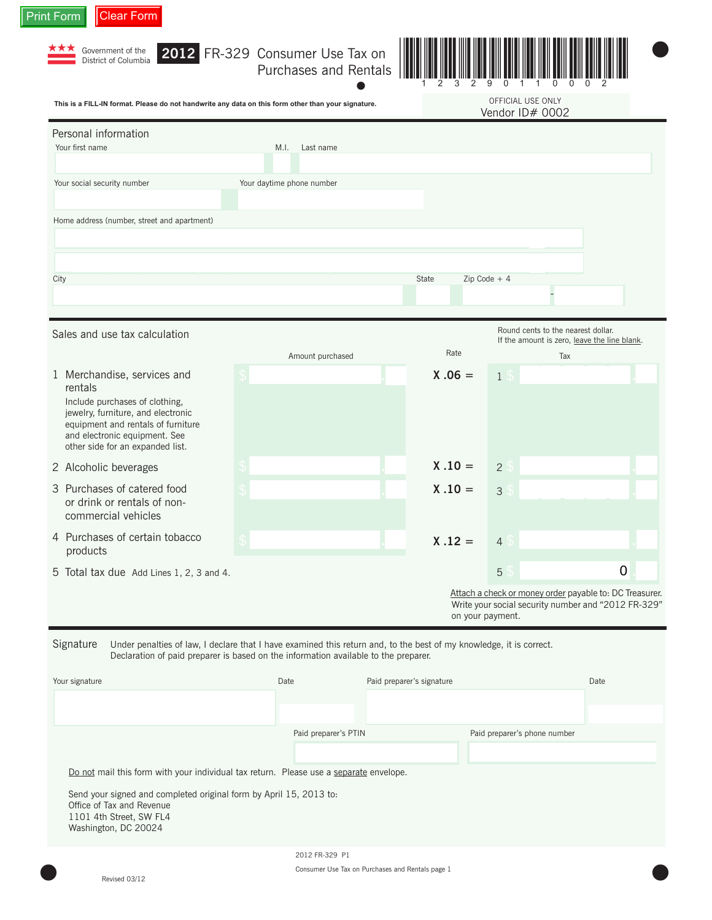Print Form | Clear Form

Government of the District of Columbia

# 2012 FR-329 Consumer Use Tax on Purchases and Rentals

1 2 3 2 9 0 1 1 0 0 0 2

**This is a FILL-IN format. Please do not handwrite any data on this form other than your signature.**

OFFICIAL USE ONLY
Vendor ID# 0002

## Personal information

Your first name | M.I. | Last name

Your social security number | Your daytime phone number

Home address (number, street and apartment)

City | State | Zip Code + 4

## Sales and use tax calculation

Round cents to the nearest dollar.
If the amount is zero, leave the line blank.

| | Amount purchased | Rate | Tax |
|---|---|---|---|
| 1 Merchandise, services and rentals<br>Include purchases of clothing, jewelry, furniture, and electronic equipment and rentals of furniture and electronic equipment. See other side for an expanded list. | $ . | X .06 = | 1 $ . |
| 2 Alcoholic beverages | $ . | X .10 = | 2 $ . |
| 3 Purchases of catered food or drink or rentals of non-commercial vehicles | $ . | X .10 = | 3 $ . |
| 4 Purchases of certain tobacco products | $ . | X .12 = | 4 $ . |
| 5 Total tax due Add Lines 1, 2, 3 and 4. | | | 5 $ 0 . |

Attach a check or money order payable to: DC Treasurer. Write your social security number and "2012 FR-329" on your payment.

## Signature

Under penalties of law, I declare that I have examined this return and, to the best of my knowledge, it is correct. Declaration of paid preparer is based on the information available to the preparer.

Your signature | Date | Paid preparer's signature | Date

Paid preparer's PTIN | Paid preparer's phone number

Do not mail this form with your individual tax return. Please use a separate envelope.

Send your signed and completed original form by April 15, 2013 to:
Office of Tax and Revenue
1101 4th Street, SW FL4
Washington, DC 20024

2012 FR-329 P1

Consumer Use Tax on Purchases and Rentals page 1

Revised 03/12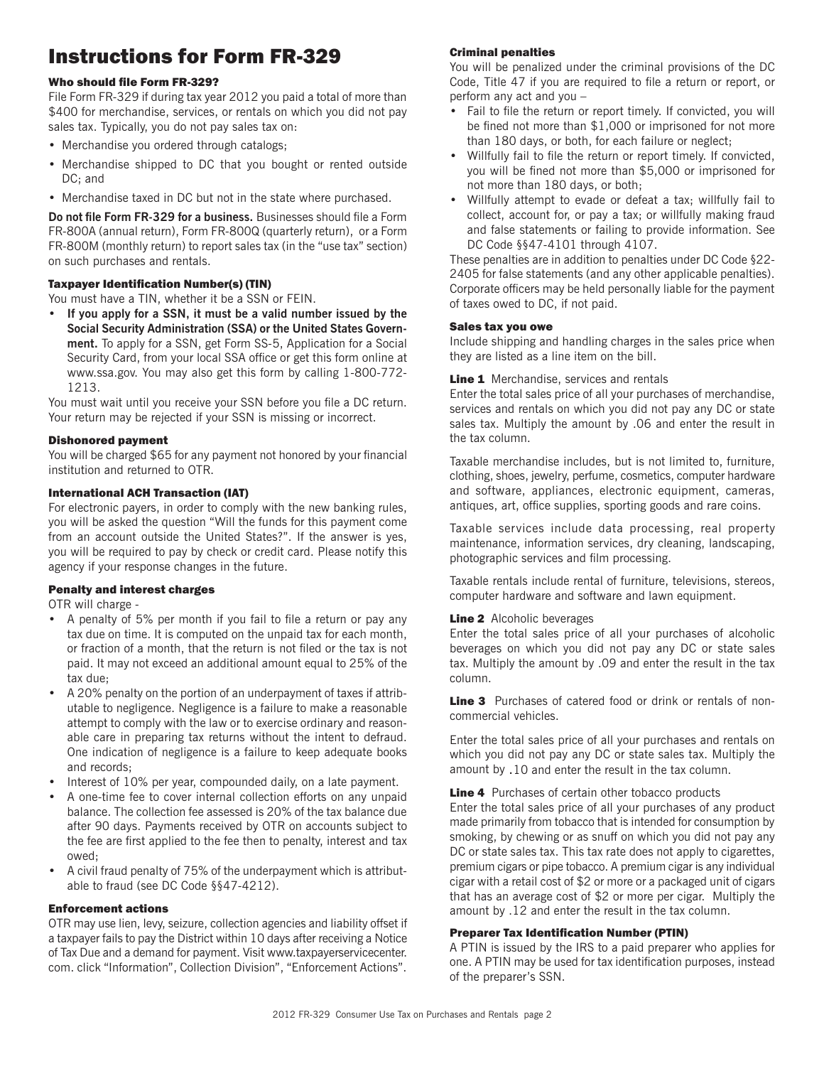# Instructions for Form FR-329

### Who should file Form FR-329?

File Form FR-329 if during tax year 2012 you paid a total of more than $400 for merchandise, services, or rentals on which you did not pay sales tax. Typically, you do not pay sales tax on:

- Merchandise you ordered through catalogs;
- Merchandise shipped to DC that you bought or rented outside DC; and
- Merchandise taxed in DC but not in the state where purchased.

**Do not file Form FR-329 for a business.** Businesses should file a Form FR-800A (annual return), Form FR-800Q (quarterly return), or a Form FR-800M (monthly return) to report sales tax (in the "use tax" section) on such purchases and rentals.

### Taxpayer Identification Number(s) (TIN)

You must have a TIN, whether it be a SSN or FEIN.

- **If you apply for a SSN, it must be a valid number issued by the Social Security Administration (SSA) or the United States Government.** To apply for a SSN, get Form SS-5, Application for a Social Security Card, from your local SSA office or get this form online at www.ssa.gov. You may also get this form by calling 1-800-772-1213.

You must wait until you receive your SSN before you file a DC return. Your return may be rejected if your SSN is missing or incorrect.

### Dishonored payment

You will be charged $65 for any payment not honored by your financial institution and returned to OTR.

### International ACH Transaction (IAT)

For electronic payers, in order to comply with the new banking rules, you will be asked the question "Will the funds for this payment come from an account outside the United States?". If the answer is yes, you will be required to pay by check or credit card. Please notify this agency if your response changes in the future.

### Penalty and interest charges

OTR will charge -

- A penalty of 5% per month if you fail to file a return or pay any tax due on time. It is computed on the unpaid tax for each month, or fraction of a month, that the return is not filed or the tax is not paid. It may not exceed an additional amount equal to 25% of the tax due;
- A 20% penalty on the portion of an underpayment of taxes if attributable to negligence. Negligence is a failure to make a reasonable attempt to comply with the law or to exercise ordinary and reasonable care in preparing tax returns without the intent to defraud. One indication of negligence is a failure to keep adequate books and records;
- Interest of 10% per year, compounded daily, on a late payment.
- A one-time fee to cover internal collection efforts on any unpaid balance. The collection fee assessed is 20% of the tax balance due after 90 days. Payments received by OTR on accounts subject to the fee are first applied to the fee then to penalty, interest and tax owed;
- A civil fraud penalty of 75% of the underpayment which is attributable to fraud (see DC Code §§47-4212).

### Enforcement actions

OTR may use lien, levy, seizure, collection agencies and liability offset if a taxpayer fails to pay the District within 10 days after receiving a Notice of Tax Due and a demand for payment. Visit www.taxpayerservicecenter.com. click "Information", Collection Division", "Enforcement Actions".

### Criminal penalties

You will be penalized under the criminal provisions of the DC Code, Title 47 if you are required to file a return or report, or perform any act and you –

- Fail to file the return or report timely. If convicted, you will be fined not more than $1,000 or imprisoned for not more than 180 days, or both, for each failure or neglect;
- Willfully fail to file the return or report timely. If convicted, you will be fined not more than $5,000 or imprisoned for not more than 180 days, or both;
- Willfully attempt to evade or defeat a tax; willfully fail to collect, account for, or pay a tax; or willfully making fraud and false statements or failing to provide information. See DC Code §§47-4101 through 4107.

These penalties are in addition to penalties under DC Code §22-2405 for false statements (and any other applicable penalties). Corporate officers may be held personally liable for the payment of taxes owed to DC, if not paid.

### Sales tax you owe

Include shipping and handling charges in the sales price when they are listed as a line item on the bill.

**Line 1** Merchandise, services and rentals

Enter the total sales price of all your purchases of merchandise, services and rentals on which you did not pay any DC or state sales tax. Multiply the amount by .06 and enter the result in the tax column.

Taxable merchandise includes, but is not limited to, furniture, clothing, shoes, jewelry, perfume, cosmetics, computer hardware and software, appliances, electronic equipment, cameras, antiques, art, office supplies, sporting goods and rare coins.

Taxable services include data processing, real property maintenance, information services, dry cleaning, landscaping, photographic services and film processing.

Taxable rentals include rental of furniture, televisions, stereos, computer hardware and software and lawn equipment.

**Line 2** Alcoholic beverages

Enter the total sales price of all your purchases of alcoholic beverages on which you did not pay any DC or state sales tax. Multiply the amount by .09 and enter the result in the tax column.

**Line 3** Purchases of catered food or drink or rentals of non-commercial vehicles.

Enter the total sales price of all your purchases and rentals on which you did not pay any DC or state sales tax. Multiply the amount by .10 and enter the result in the tax column.

**Line 4** Purchases of certain other tobacco products

Enter the total sales price of all your purchases of any product made primarily from tobacco that is intended for consumption by smoking, by chewing or as snuff on which you did not pay any DC or state sales tax. This tax rate does not apply to cigarettes, premium cigars or pipe tobacco. A premium cigar is any individual cigar with a retail cost of $2 or more or a packaged unit of cigars that has an average cost of $2 or more per cigar. Multiply the amount by .12 and enter the result in the tax column.

### Preparer Tax Identification Number (PTIN)

A PTIN is issued by the IRS to a paid preparer who applies for one. A PTIN may be used for tax identification purposes, instead of the preparer's SSN.